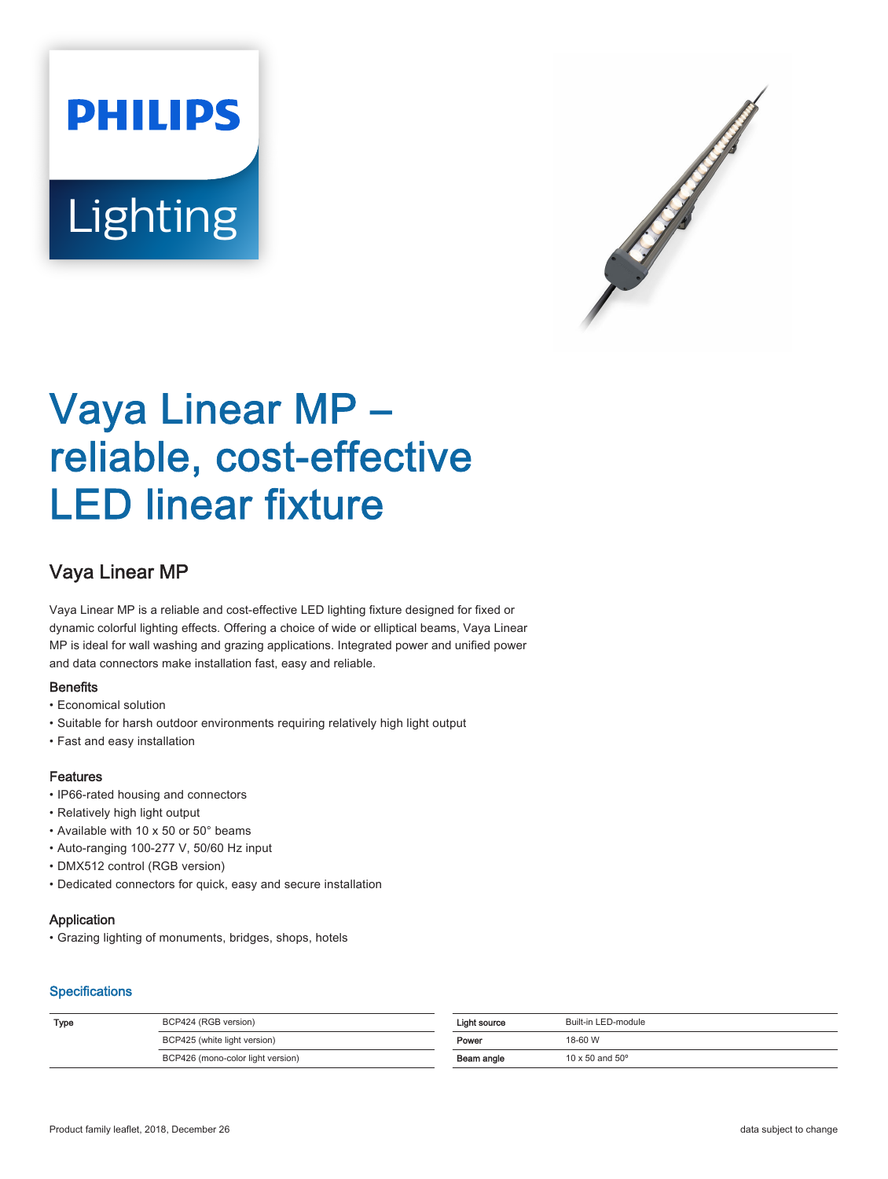PHILIPS

Lighting

# Vaya Linear MP – reliable, cost-effective LED linear fixture

## Vaya Linear MP

Vaya Linear MP is a reliable and cost-effective LED lighting fixture designed for fixed or dynamic colorful lighting effects. Offering a choice of wide or elliptical beams, Vaya Linear MP is ideal for wall washing and grazing applications. Integrated power and unified power and data connectors make installation fast, easy and reliable.

### Benefits

- Economical solution
- Suitable for harsh outdoor environments requiring relatively high light output
- Fast and easy installation

### Features

- IP66-rated housing and connectors
- Relatively high light output
- Available with 10 x 50 or 50° beams
- Auto-ranging 100-277 V, 50/60 Hz input
- DMX512 control (RGB version)
- Dedicated connectors for quick, easy and secure installation

### Application

- Grazing lighting of monuments, bridges, shops, hotels

### Specifications

| | |
|---|---|
| **Type** | BCP424 (RGB version) |
| | BCP425 (white light version) |
| | BCP426 (mono-color light version) |

| | |
|---|---|
| **Light source** | Built-in LED-module |
| **Power** | 18-60 W |
| **Beam angle** | 10 x 50 and 50° |

Product family leaflet, 2018, December 26

data subject to change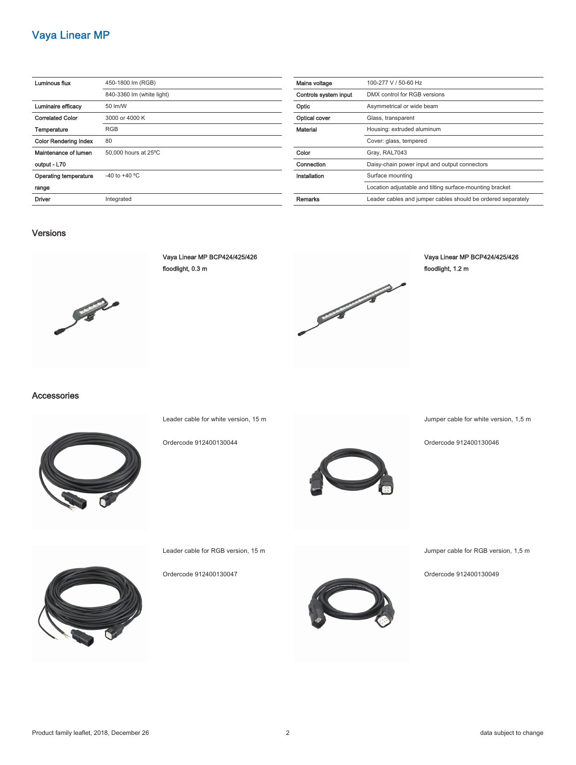# Vaya Linear MP

| | |
|---|---|
| Luminous flux | 450-1800 lm (RGB) |
| | 840-3360 lm (white light) |
| Luminaire efficacy | 50 lm/W |
| Correlated Color Temperature | 3000 or 4000 K |
| | RGB |
| Color Rendering Index | 80 |
| Maintenance of lumen output - L70 | 50,000 hours at 25ºC |
| Operating temperature range | -40 to +40 ºC |
| Driver | Integrated |

| | |
|---|---|
| Mains voltage | 100-277 V / 50-60 Hz |
| Controls system input | DMX control for RGB versions |
| Optic | Asymmetrical or wide beam |
| Optical cover | Glass, transparent |
| Material | Housing: extruded aluminum |
| | Cover: glass, tempered |
| Color | Gray, RAL7043 |
| Connection | Daisy-chain power input and output connectors |
| Installation | Surface mounting |
| | Location adjustable and tilting surface-mounting bracket |
| Remarks | Leader cables and jumper cables should be ordered separately |

## Versions

**Vaya Linear MP BCP424/425/426 floodlight, 0.3 m**

**Vaya Linear MP BCP424/425/426 floodlight, 1.2 m**

## Accessories

Leader cable for white version, 15 m

Ordercode 912400130044

Jumper cable for white version, 1,5 m

Ordercode 912400130046

Leader cable for RGB version, 15 m

Ordercode 912400130047

Jumper cable for RGB version, 1,5 m

Ordercode 912400130049

Product family leaflet, 2018, December 26

data subject to change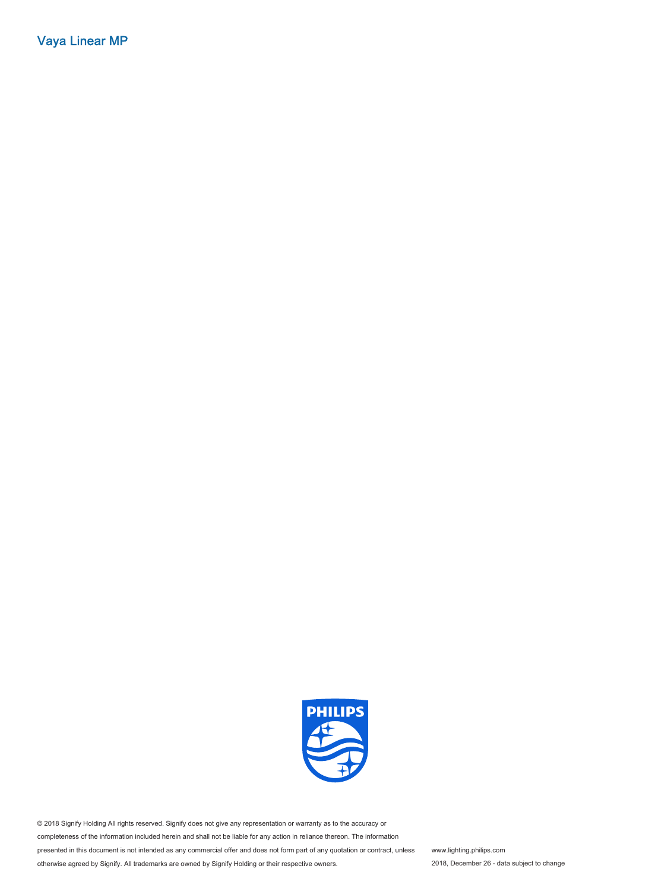© 2018 Signify Holding All rights reserved. Signify does not give any representation or warranty as to the accuracy or completeness of the information included herein and shall not be liable for any action in reliance thereon. The information presented in this document is not intended as any commercial offer and does not form part of any quotation or contract, unless otherwise agreed by Signify. All trademarks are owned by Signify Holding or their respective owners.

www.lighting.philips.com

2018, December 26 - data subject to change